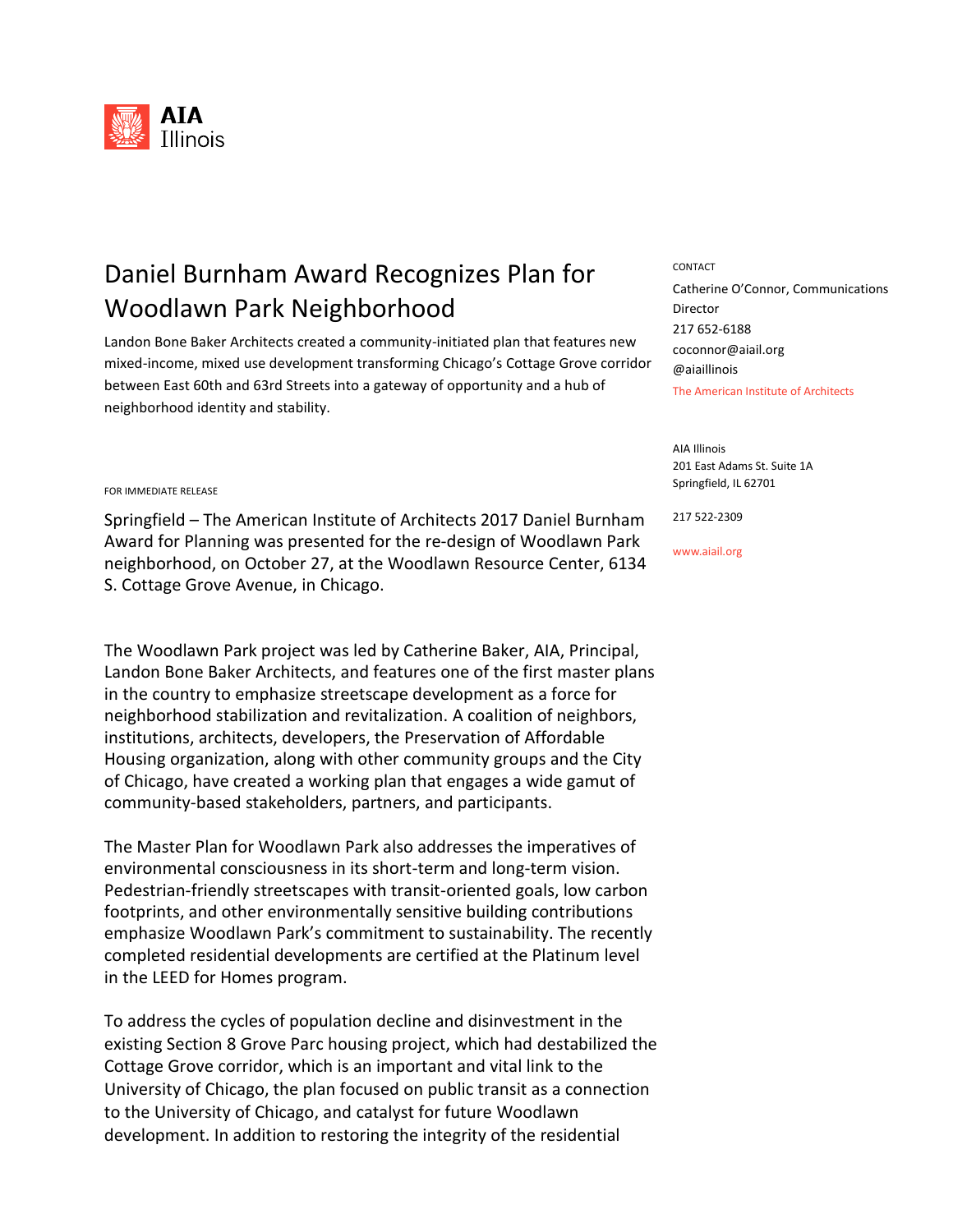AIA Illinois

# Daniel Burnham Award Recognizes Plan for Woodlawn Park Neighborhood

Landon Bone Baker Architects created a community-initiated plan that features new mixed-income, mixed use development transforming Chicago's Cottage Grove corridor between East 60th and 63rd Streets into a gateway of opportunity and a hub of neighborhood identity and stability.

CONTACT

Catherine O'Connor, Communications Director
217 652-6188
coconnor@aiail.org
@aiaillinois
The American Institute of Architects

AIA Illinois
201 East Adams St. Suite 1A
Springfield, IL 62701

217 522-2309

www.aiail.org

FOR IMMEDIATE RELEASE

Springfield – The American Institute of Architects 2017 Daniel Burnham Award for Planning was presented for the re-design of Woodlawn Park neighborhood, on October 27, at the Woodlawn Resource Center, 6134 S. Cottage Grove Avenue, in Chicago.

The Woodlawn Park project was led by Catherine Baker, AIA, Principal, Landon Bone Baker Architects, and features one of the first master plans in the country to emphasize streetscape development as a force for neighborhood stabilization and revitalization. A coalition of neighbors, institutions, architects, developers, the Preservation of Affordable Housing organization, along with other community groups and the City of Chicago, have created a working plan that engages a wide gamut of community-based stakeholders, partners, and participants.

The Master Plan for Woodlawn Park also addresses the imperatives of environmental consciousness in its short-term and long-term vision. Pedestrian-friendly streetscapes with transit-oriented goals, low carbon footprints, and other environmentally sensitive building contributions emphasize Woodlawn Park's commitment to sustainability. The recently completed residential developments are certified at the Platinum level in the LEED for Homes program.

To address the cycles of population decline and disinvestment in the existing Section 8 Grove Parc housing project, which had destabilized the Cottage Grove corridor, which is an important and vital link to the University of Chicago, the plan focused on public transit as a connection to the University of Chicago, and catalyst for future Woodlawn development. In addition to restoring the integrity of the residential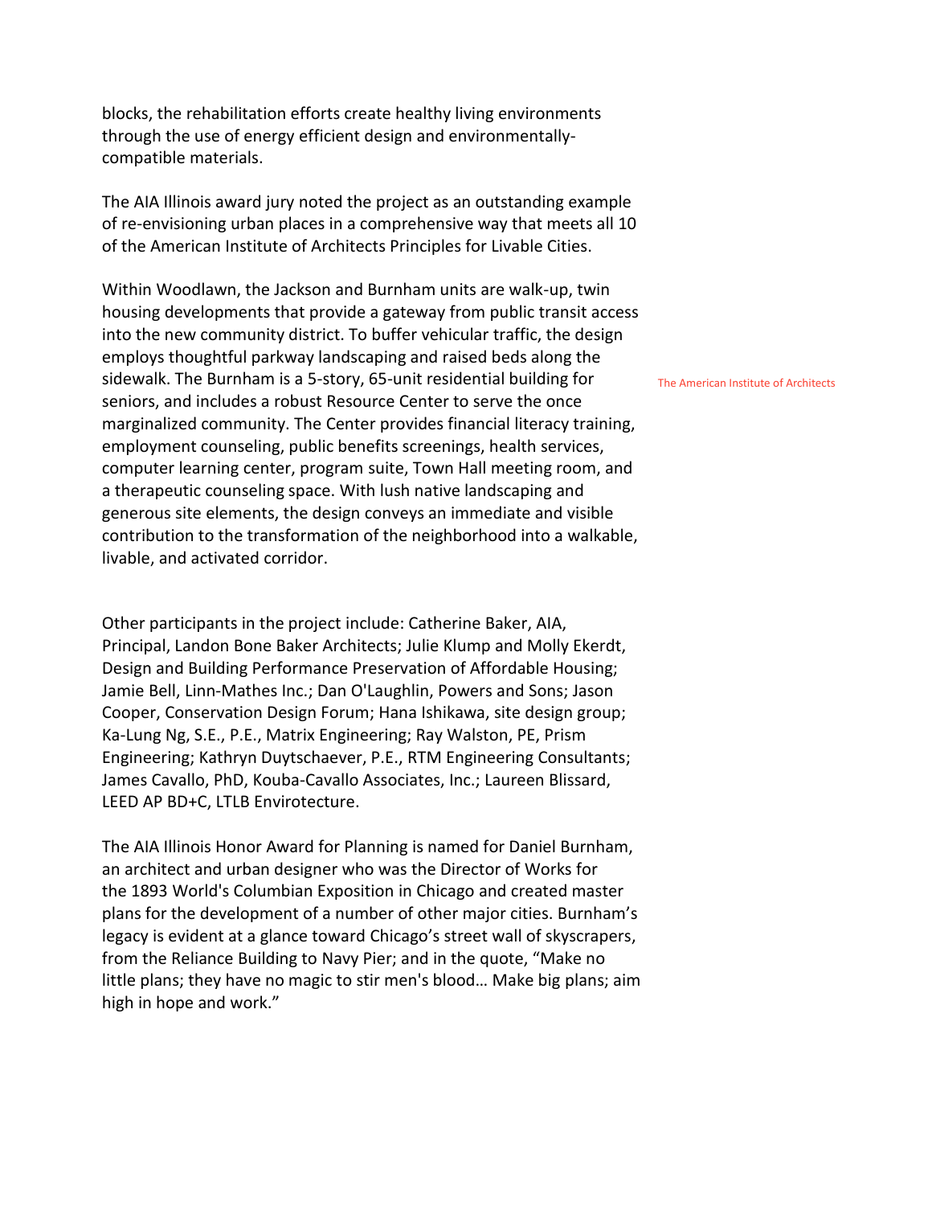blocks, the rehabilitation efforts create healthy living environments through the use of energy efficient design and environmentally-compatible materials.

The AIA Illinois award jury noted the project as an outstanding example of re-envisioning urban places in a comprehensive way that meets all 10 of the American Institute of Architects Principles for Livable Cities.

Within Woodlawn, the Jackson and Burnham units are walk-up, twin housing developments that provide a gateway from public transit access into the new community district. To buffer vehicular traffic, the design employs thoughtful parkway landscaping and raised beds along the sidewalk. The Burnham is a 5-story, 65-unit residential building for seniors, and includes a robust Resource Center to serve the once marginalized community. The Center provides financial literacy training, employment counseling, public benefits screenings, health services, computer learning center, program suite, Town Hall meeting room, and a therapeutic counseling space. With lush native landscaping and generous site elements, the design conveys an immediate and visible contribution to the transformation of the neighborhood into a walkable, livable, and activated corridor.

The American Institute of Architects

Other participants in the project include: Catherine Baker, AIA, Principal, Landon Bone Baker Architects; Julie Klump and Molly Ekerdt, Design and Building Performance Preservation of Affordable Housing; Jamie Bell, Linn-Mathes Inc.; Dan O'Laughlin, Powers and Sons; Jason Cooper, Conservation Design Forum; Hana Ishikawa, site design group; Ka-Lung Ng, S.E., P.E., Matrix Engineering; Ray Walston, PE, Prism Engineering; Kathryn Duytschaever, P.E., RTM Engineering Consultants; James Cavallo, PhD, Kouba-Cavallo Associates, Inc.; Laureen Blissard, LEED AP BD+C, LTLB Envirotecture.

The AIA Illinois Honor Award for Planning is named for Daniel Burnham, an architect and urban designer who was the Director of Works for the 1893 World's Columbian Exposition in Chicago and created master plans for the development of a number of other major cities. Burnham's legacy is evident at a glance toward Chicago's street wall of skyscrapers, from the Reliance Building to Navy Pier; and in the quote, "Make no little plans; they have no magic to stir men's blood… Make big plans; aim high in hope and work."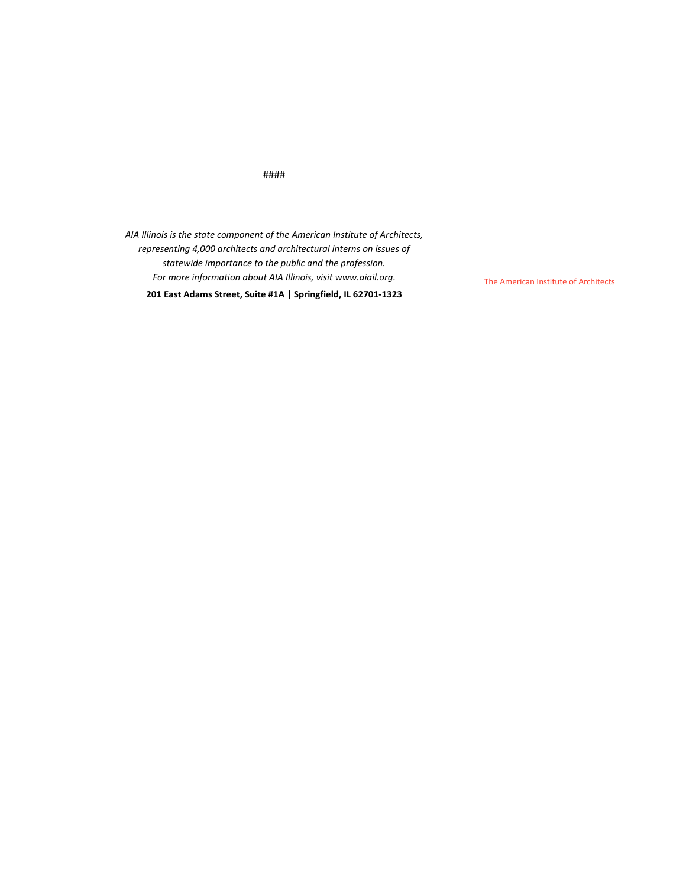####

*AIA Illinois is the state component of the American Institute of Architects, representing 4,000 architects and architectural interns on issues of statewide importance to the public and the profession. For more information about AIA Illinois, visit www.aiail.org.*

**201 East Adams Street, Suite #1A | Springfield, IL 62701-1323**

The American Institute of Architects